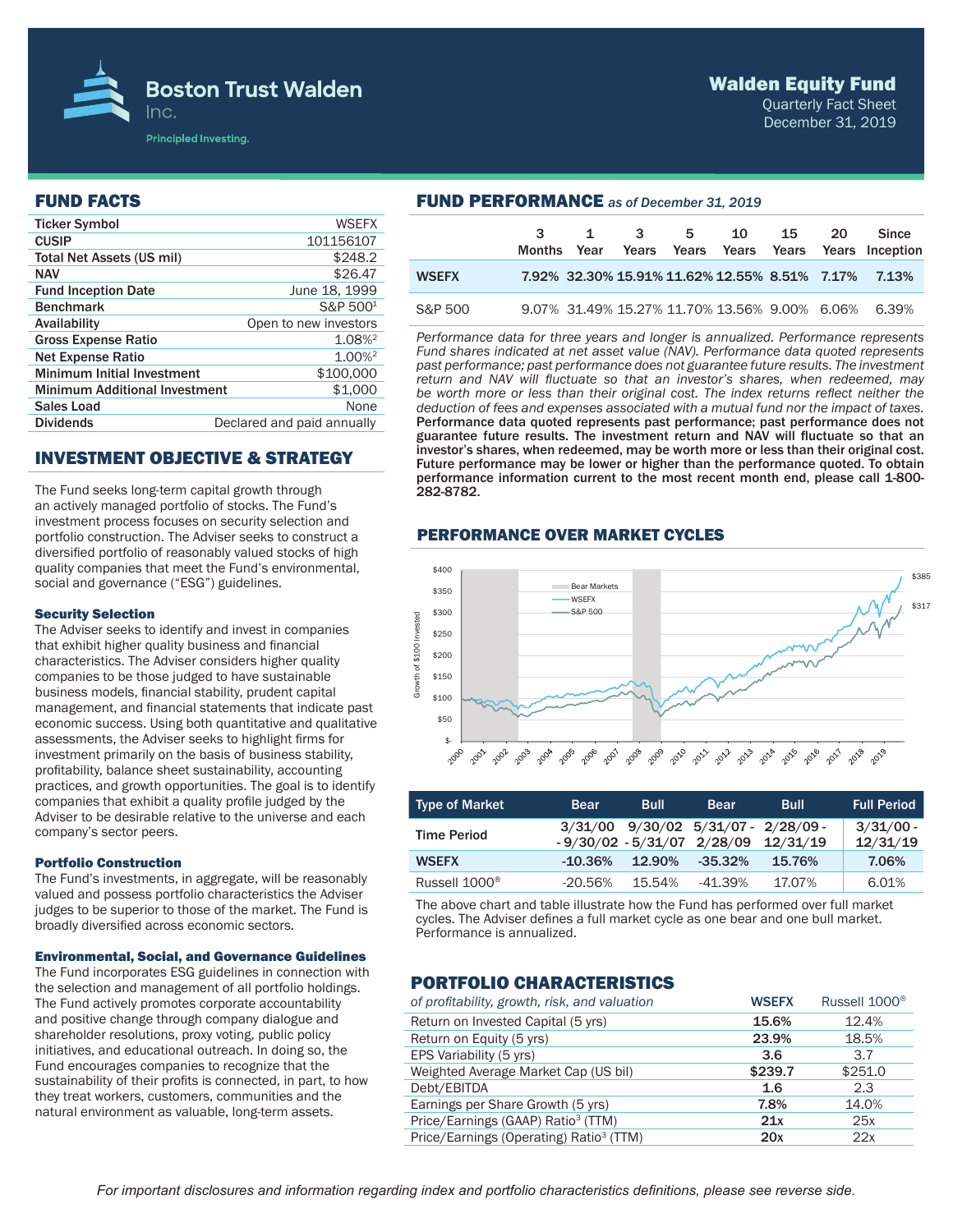# Boston Trust Walden Inc.

Principled Investing.

## Walden Equity Fund

Quarterly Fact Sheet
December 31, 2019

## FUND FACTS

| | |
|---|---|
| Ticker Symbol | WSEFX |
| CUSIP | 101156107 |
| Total Net Assets (US mil) | $248.2 |
| NAV | $26.47 |
| Fund Inception Date | June 18, 1999 |
| Benchmark | S&P 500[1] |
| Availability | Open to new investors |
| Gross Expense Ratio | 1.08%[2] |
| Net Expense Ratio | 1.00%[2] |
| Minimum Initial Investment | $100,000 |
| Minimum Additional Investment | $1,000 |
| Sales Load | None |
| Dividends | Declared and paid annually |

## INVESTMENT OBJECTIVE & STRATEGY

The Fund seeks long-term capital growth through an actively managed portfolio of stocks. The Fund's investment process focuses on security selection and portfolio construction. The Adviser seeks to construct a diversified portfolio of reasonably valued stocks of high quality companies that meet the Fund's environmental, social and governance ("ESG") guidelines.

### Security Selection

The Adviser seeks to identify and invest in companies that exhibit higher quality business and financial characteristics. The Adviser considers higher quality companies to be those judged to have sustainable business models, financial stability, prudent capital management, and financial statements that indicate past economic success. Using both quantitative and qualitative assessments, the Adviser seeks to highlight firms for investment primarily on the basis of business stability, profitability, balance sheet sustainability, accounting practices, and growth opportunities. The goal is to identify companies that exhibit a quality profile judged by the Adviser to be desirable relative to the universe and each company's sector peers.

### Portfolio Construction

The Fund's investments, in aggregate, will be reasonably valued and possess portfolio characteristics the Adviser judges to be superior to those of the market. The Fund is broadly diversified across economic sectors.

### Environmental, Social, and Governance Guidelines

The Fund incorporates ESG guidelines in connection with the selection and management of all portfolio holdings. The Fund actively promotes corporate accountability and positive change through company dialogue and shareholder resolutions, proxy voting, public policy initiatives, and educational outreach. In doing so, the Fund encourages companies to recognize that the sustainability of their profits is connected, in part, to how they treat workers, customers, communities and the natural environment as valuable, long-term assets.

## FUND PERFORMANCE *as of December 31, 2019*

| | 3 Months | 1 Year | 3 Years | 5 Years | 10 Years | 15 Years | 20 Years | Since Inception |
|---|---|---|---|---|---|---|---|---|
| **WSEFX** | 7.92% | 32.30% | 15.91% | 11.62% | 12.55% | 8.51% | 7.17% | 7.13% |
| S&P 500 | 9.07% | 31.49% | 15.27% | 11.70% | 13.56% | 9.00% | 6.06% | 6.39% |

*Performance data for three years and longer is annualized. Performance represents Fund shares indicated at net asset value (NAV). Performance data quoted represents past performance; past performance does not guarantee future results. The investment return and NAV will fluctuate so that an investor's shares, when redeemed, may be worth more or less than their original cost. The index returns reflect neither the deduction of fees and expenses associated with a mutual fund nor the impact of taxes.* **Performance data quoted represents past performance; past performance does not guarantee future results. The investment return and NAV will fluctuate so that an investor's shares, when redeemed, may be worth more or less than their original cost. Future performance may be lower or higher than the performance quoted. To obtain performance information current to the most recent month end, please call 1-800-282-8782.**

## PERFORMANCE OVER MARKET CYCLES

| Type of Market | Bear | Bull | Bear | Bull | Full Period |
|---|---|---|---|---|---|
| Time Period | 3/31/00 - 9/30/02 | 9/30/02 - 5/31/07 | 5/31/07 - 2/28/09 | 2/28/09 - 12/31/19 | 3/31/00 - 12/31/19 |
| **WSEFX** | -10.36% | 12.90% | -35.32% | 15.76% | 7.06% |
| Russell 1000® | -20.56% | 15.54% | -41.39% | 17.07% | 6.01% |

The above chart and table illustrate how the Fund has performed over full market cycles. The Adviser defines a full market cycle as one bear and one bull market. Performance is annualized.

## PORTFOLIO CHARACTERISTICS

| *of profitability, growth, risk, and valuation* | WSEFX | Russell 1000® |
|---|---|---|
| Return on Invested Capital (5 yrs) | **15.6%** | 12.4% |
| Return on Equity (5 yrs) | **23.9%** | 18.5% |
| EPS Variability (5 yrs) | **3.6** | 3.7 |
| Weighted Average Market Cap (US bil) | **$239.7** | $251.0 |
| Debt/EBITDA | **1.6** | 2.3 |
| Earnings per Share Growth (5 yrs) | **7.8%** | 14.0% |
| Price/Earnings (GAAP) Ratio[3] (TTM) | **21x** | 25x |
| Price/Earnings (Operating) Ratio[3] (TTM) | **20x** | 22x |

*For important disclosures and information regarding index and portfolio characteristics definitions, please see reverse side.*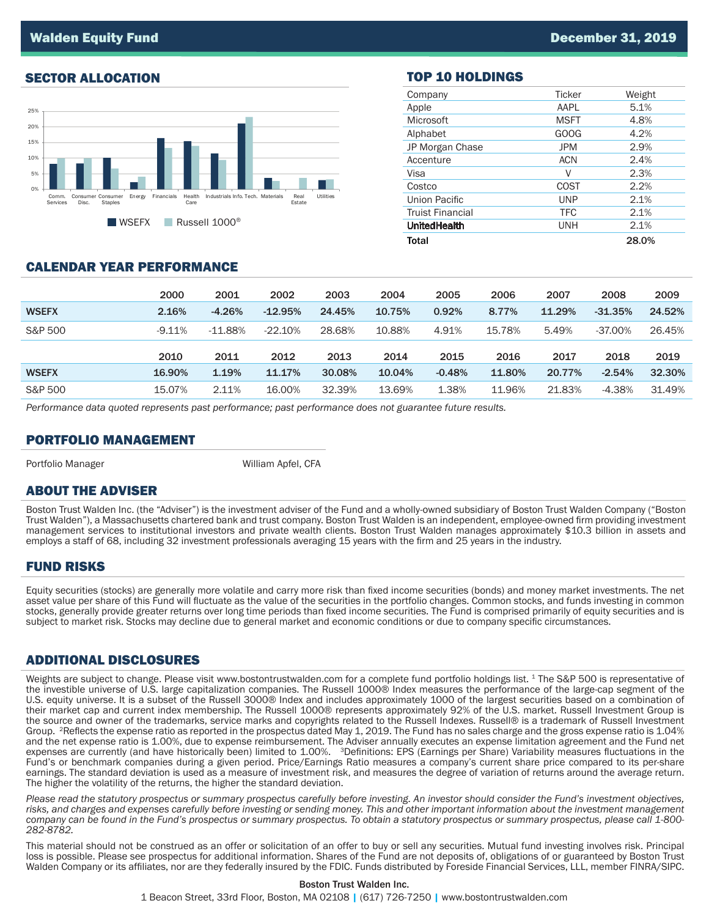## Walden Equity Fund

**December 31, 2019**

## SECTOR ALLOCATION

25%
20%
15%
10%
5%
0%

Comm. Services
Consumer Disc.
Consumer Staples
Energy
Financials
Health Care
Industrials
Info. Tech.
Materials
Real Estate
Utilities

WSEFX
Russell 1000®

## TOP 10 HOLDINGS

| Company | Ticker | Weight |
|---|---|---|
| Apple | AAPL | 5.1% |
| Microsoft | MSFT | 4.8% |
| Alphabet | GOOG | 4.2% |
| JP Morgan Chase | JPM | 2.9% |
| Accenture | ACN | 2.4% |
| Visa | V | 2.3% |
| Costco | COST | 2.2% |
| Union Pacific | UNP | 2.1% |
| Truist Financial | TFC | 2.1% |
| UnitedHealth | UNH | 2.1% |
| **Total** | | **28.0%** |

## CALENDAR YEAR PERFORMANCE

| | 2000 | 2001 | 2002 | 2003 | 2004 | 2005 | 2006 | 2007 | 2008 | 2009 |
|---|---|---|---|---|---|---|---|---|---|---|
| **WSEFX** | **2.16%** | **-4.26%** | **-12.95%** | **24.45%** | **10.75%** | **0.92%** | **8.77%** | **11.29%** | **-31.35%** | **24.52%** |
| S&P 500 | -9.11% | -11.88% | -22.10% | 28.68% | 10.88% | 4.91% | 15.78% | 5.49% | -37.00% | 26.45% |
| | **2010** | **2011** | **2012** | **2013** | **2014** | **2015** | **2016** | **2017** | **2018** | **2019** |
| **WSEFX** | **16.90%** | **1.19%** | **11.17%** | **30.08%** | **10.04%** | **-0.48%** | **11.80%** | **20.77%** | **-2.54%** | **32.30%** |
| S&P 500 | 15.07% | 2.11% | 16.00% | 32.39% | 13.69% | 1.38% | 11.96% | 21.83% | -4.38% | 31.49% |

*Performance data quoted represents past performance; past performance does not guarantee future results.*

## PORTFOLIO MANAGEMENT

| | |
|---|---|
| Portfolio Manager | William Apfel, CFA |

## ABOUT THE ADVISER

Boston Trust Walden Inc. (the "Adviser") is the investment adviser of the Fund and a wholly-owned subsidiary of Boston Trust Walden Company ("Boston Trust Walden"), a Massachusetts chartered bank and trust company. Boston Trust Walden is an independent, employee-owned firm providing investment management services to institutional investors and private wealth clients. Boston Trust Walden manages approximately $10.3 billion in assets and employs a staff of 68, including 32 investment professionals averaging 15 years with the firm and 25 years in the industry.

## FUND RISKS

Equity securities (stocks) are generally more volatile and carry more risk than fixed income securities (bonds) and money market investments. The net asset value per share of this Fund will fluctuate as the value of the securities in the portfolio changes. Common stocks, and funds investing in common stocks, generally provide greater returns over long time periods than fixed income securities. The Fund is comprised primarily of equity securities and is subject to market risk. Stocks may decline due to general market and economic conditions or due to company specific circumstances.

## ADDITIONAL DISCLOSURES

Weights are subject to change. Please visit www.bostontrustwalden.com for a complete fund portfolio holdings list. [1] The S&P 500 is representative of the investible universe of U.S. large capitalization companies. The Russell 1000® Index measures the performance of the large-cap segment of the U.S. equity universe. It is a subset of the Russell 3000® Index and includes approximately 1000 of the largest securities based on a combination of their market cap and current index membership. The Russell 1000® represents approximately 92% of the U.S. market. Russell Investment Group is the source and owner of the trademarks, service marks and copyrights related to the Russell Indexes. Russell® is a trademark of Russell Investment Group. [2]Reflects the expense ratio as reported in the prospectus dated May 1, 2019. The Fund has no sales charge and the gross expense ratio is 1.04% and the net expense ratio is 1.00%, due to expense reimbursement. The Adviser annually executes an expense limitation agreement and the Fund net expenses are currently (and have historically been) limited to 1.00%. [3]Definitions: EPS (Earnings per Share) Variability measures fluctuations in the Fund's or benchmark companies during a given period. Price/Earnings Ratio measures a company's current share price compared to its per-share earnings. The standard deviation is used as a measure of investment risk, and measures the degree of variation of returns around the average return. The higher the volatility of the returns, the higher the standard deviation.

*Please read the statutory prospectus or summary prospectus carefully before investing. An investor should consider the Fund's investment objectives, risks, and charges and expenses carefully before investing or sending money. This and other important information about the investment management company can be found in the Fund's prospectus or summary prospectus. To obtain a statutory prospectus or summary prospectus, please call 1-800-282-8782.*

This material should not be construed as an offer or solicitation of an offer to buy or sell any securities. Mutual fund investing involves risk. Principal loss is possible. Please see prospectus for additional information. Shares of the Fund are not deposits of, obligations of or guaranteed by Boston Trust Walden Company or its affiliates, nor are they federally insured by the FDIC. Funds distributed by Foreside Financial Services, LLL, member FINRA/SIPC.

**Boston Trust Walden Inc.**
1 Beacon Street, 33rd Floor, Boston, MA 02108 | (617) 726-7250 | www.bostontrustwalden.com